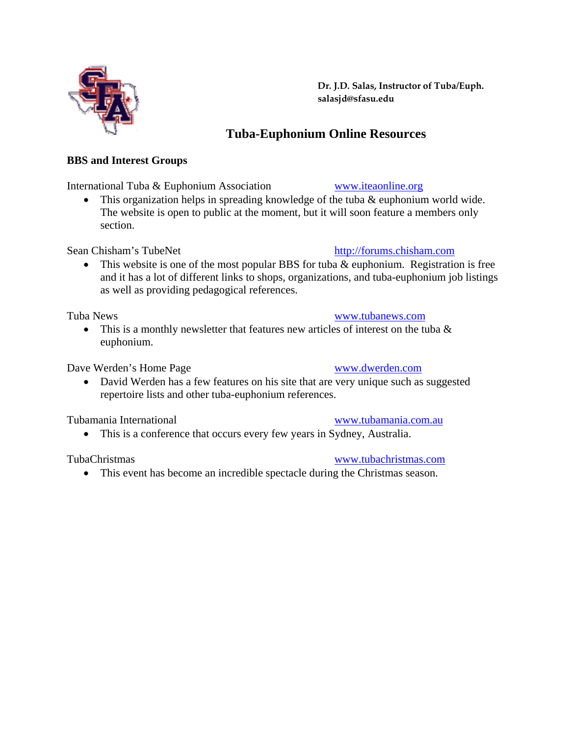Dr. J.D. Salas, Instructor of Tuba/Euph.
salasjd@sfasu.edu

# Tuba-Euphonium Online Resources

## BBS and Interest Groups

International Tuba & Euphonium Association www.iteaonline.org

- This organization helps in spreading knowledge of the tuba & euphonium world wide. The website is open to public at the moment, but it will soon feature a members only section.

Sean Chisham's TubeNet http://forums.chisham.com

- This website is one of the most popular BBS for tuba & euphonium. Registration is free and it has a lot of different links to shops, organizations, and tuba-euphonium job listings as well as providing pedagogical references.

Tuba News www.tubanews.com

- This is a monthly newsletter that features new articles of interest on the tuba & euphonium.

Dave Werden's Home Page www.dwerden.com

- David Werden has a few features on his site that are very unique such as suggested repertoire lists and other tuba-euphonium references.

Tubamania International www.tubamania.com.au

- This is a conference that occurs every few years in Sydney, Australia.

TubaChristmas www.tubachristmas.com

- This event has become an incredible spectacle during the Christmas season.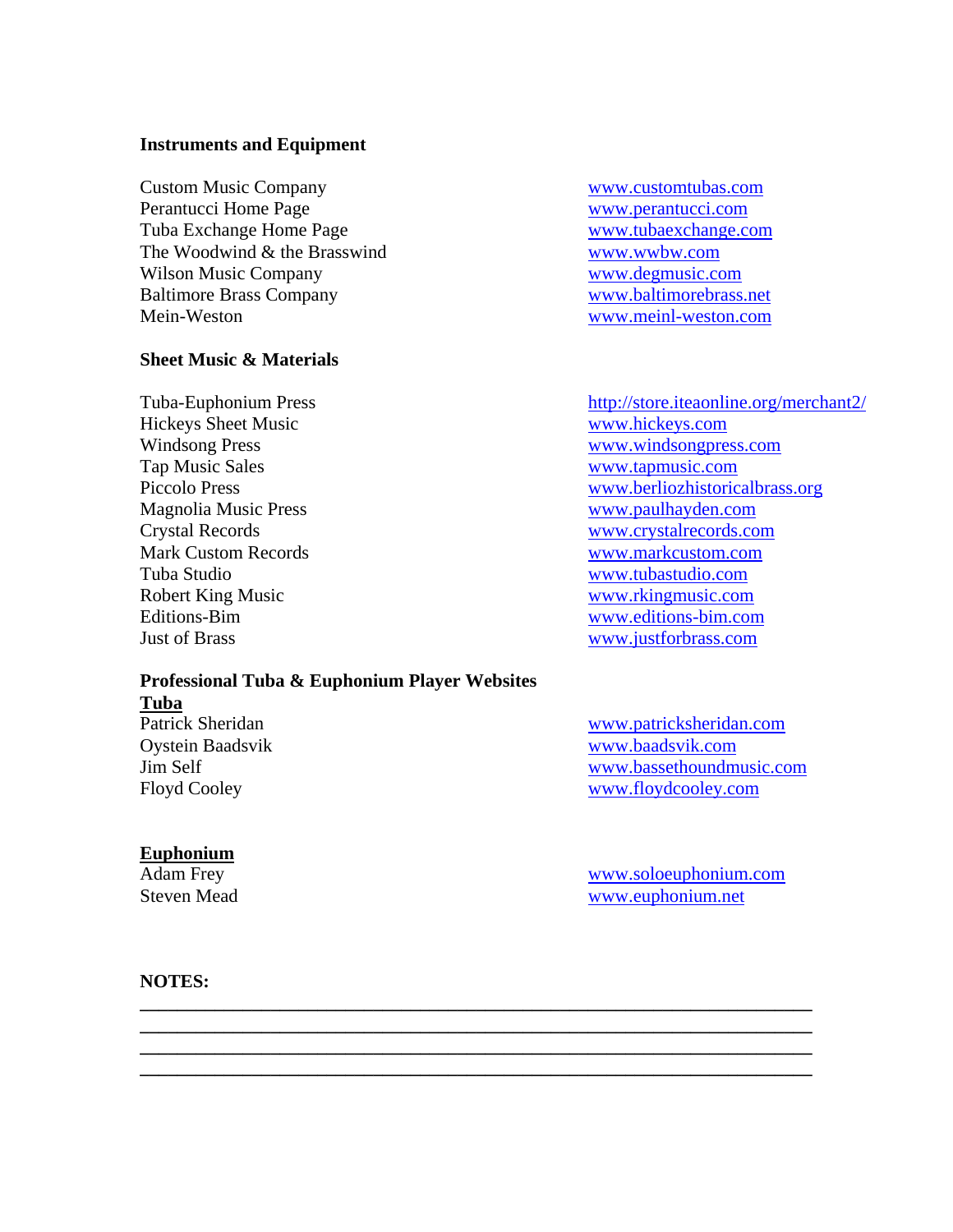**Instruments and Equipment**

| | |
|---|---|
| Custom Music Company | www.customtubas.com |
| Perantucci Home Page | www.perantucci.com |
| Tuba Exchange Home Page | www.tubaexchange.com |
| The Woodwind & the Brasswind | www.wwbw.com |
| Wilson Music Company | www.degmusic.com |
| Baltimore Brass Company | www.baltimorebrass.net |
| Mein-Weston | www.meinl-weston.com |

**Sheet Music & Materials**

| | |
|---|---|
| Tuba-Euphonium Press | http://store.iteaonline.org/merchant2/ |
| Hickeys Sheet Music | www.hickeys.com |
| Windsong Press | www.windsongpress.com |
| Tap Music Sales | www.tapmusic.com |
| Piccolo Press | www.berliozhistoricalbrass.org |
| Magnolia Music Press | www.paulhayden.com |
| Crystal Records | www.crystalrecords.com |
| Mark Custom Records | www.markcustom.com |
| Tuba Studio | www.tubastudio.com |
| Robert King Music | www.rkingmusic.com |
| Editions-Bim | www.editions-bim.com |
| Just of Brass | www.justforbrass.com |

**Professional Tuba & Euphonium Player Websites**

**Tuba**

| | |
|---|---|
| Patrick Sheridan | www.patricksheridan.com |
| Oystein Baadsvik | www.baadsvik.com |
| Jim Self | www.bassethoundmusic.com |
| Floyd Cooley | www.floydcooley.com |

**Euphonium**

| | |
|---|---|
| Adam Frey | www.soloeuphonium.com |
| Steven Mead | www.euphonium.net |

**NOTES:**

____________________________________________________________________________
____________________________________________________________________________
____________________________________________________________________________
____________________________________________________________________________